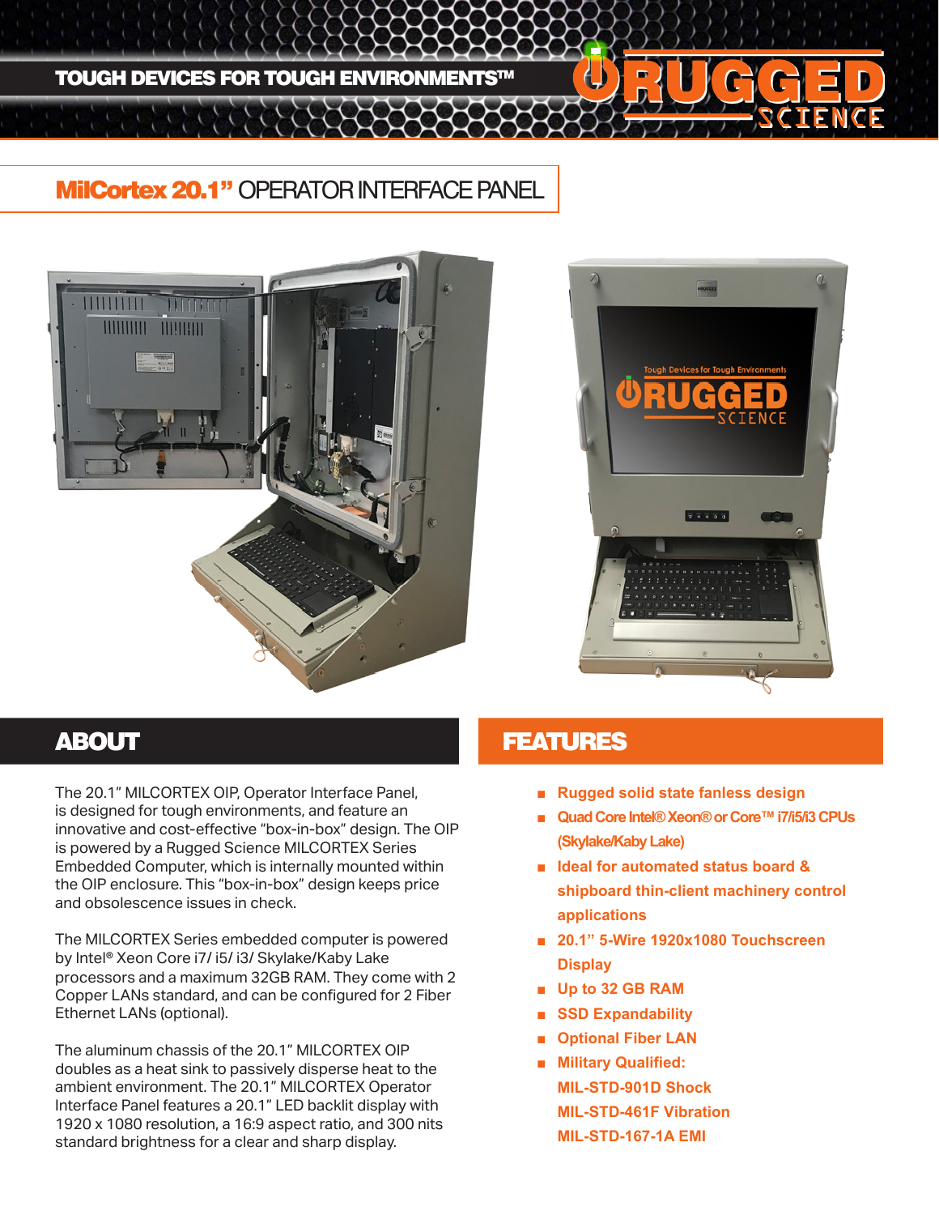TOUGH DEVICES FOR TOUGH ENVIRONMENTS™

# MilCortex 20.1" OPERATOR INTERFACE PANEL

## ABOUT

The 20.1" MILCORTEX OIP, Operator Interface Panel, is designed for tough environments, and feature an innovative and cost-effective "box-in-box" design. The OIP is powered by a Rugged Science MILCORTEX Series Embedded Computer, which is internally mounted within the OIP enclosure. This "box-in-box" design keeps price and obsolescence issues in check.

The MILCORTEX Series embedded computer is powered by Intel® Xeon Core i7/ i5/ i3/ Skylake/Kaby Lake processors and a maximum 32GB RAM. They come with 2 Copper LANs standard, and can be configured for 2 Fiber Ethernet LANs (optional).

The aluminum chassis of the 20.1" MILCORTEX OIP doubles as a heat sink to passively disperse heat to the ambient environment. The 20.1" MILCORTEX Operator Interface Panel features a 20.1" LED backlit display with 1920 x 1080 resolution, a 16:9 aspect ratio, and 300 nits standard brightness for a clear and sharp display.

## FEATURES

- Rugged solid state fanless design
- Quad Core Intel® Xeon® or Core™ i7/i5/i3 CPUs (Skylake/Kaby Lake)
- Ideal for automated status board & shipboard thin-client machinery control applications
- 20.1" 5-Wire 1920x1080 Touchscreen Display
- Up to 32 GB RAM
- SSD Expandability
- Optional Fiber LAN
- Military Qualified:
  MIL-STD-901D Shock
  MIL-STD-461F Vibration
  MIL-STD-167-1A EMI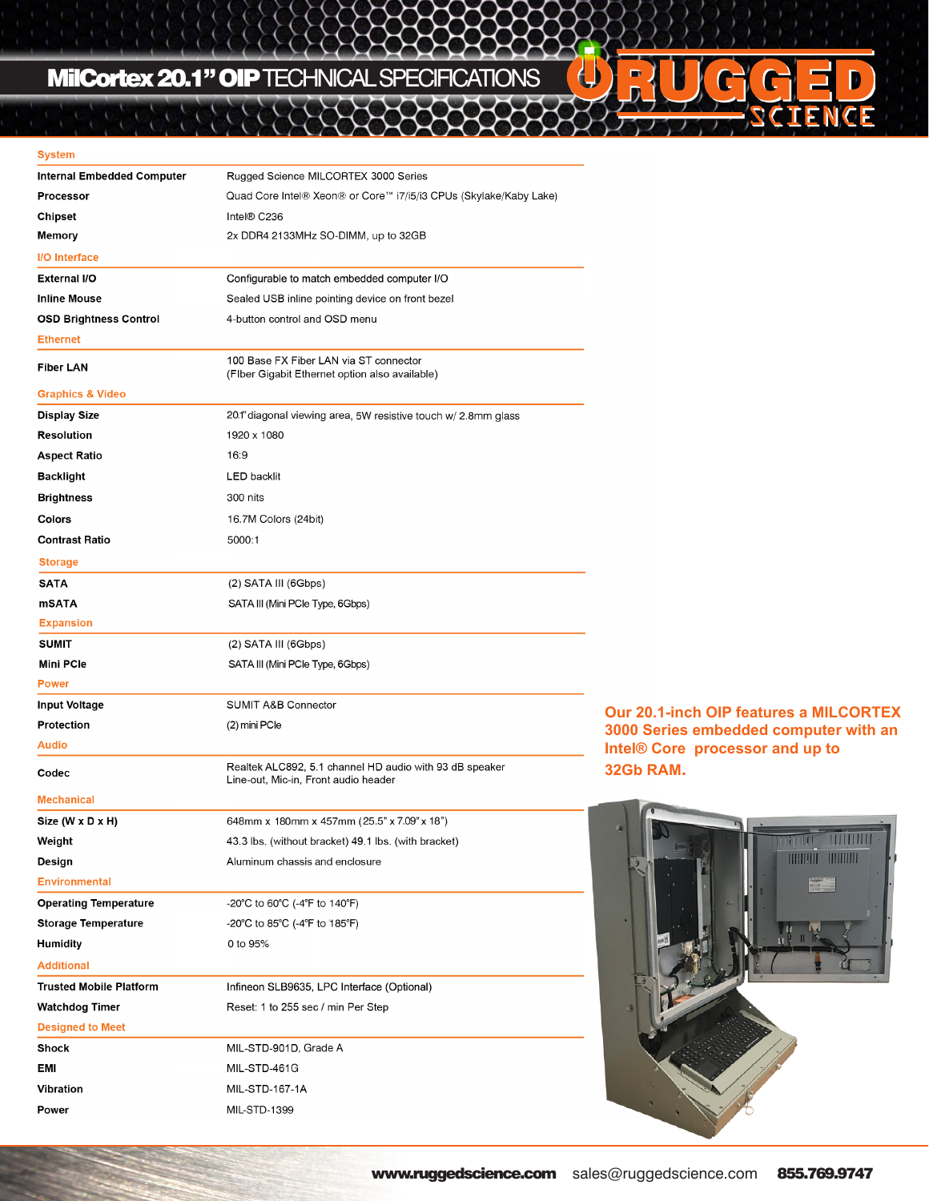# MilCortex 20.1" OIP TECHNICAL SPECIFICATIONS

RUGGED SCIENCE

| | |
|---|---|
| **System** | |
| **Internal Embedded Computer** | Rugged Science MILCORTEX 3000 Series |
| **Processor** | Quad Core Intel® Xeon® or Core™ i7/i5/i3 CPUs (Skylake/Kaby Lake) |
| **Chipset** | Intel® C236 |
| **Memory** | 2x DDR4 2133MHz SO-DIMM, up to 32GB |
| **I/O Interface** | |
| **External I/O** | Configurable to match embedded computer I/O |
| **Inline Mouse** | Sealed USB inline pointing device on front bezel |
| **OSD Brightness Control** | 4-button control and OSD menu |
| **Ethernet** | |
| **Fiber LAN** | 100 Base FX Fiber LAN via ST connector (FIber Gigabit Ethernet option also available) |
| **Graphics & Video** | |
| **Display Size** | 20.1" diagonal viewing area, 5W resistive touch w/ 2.8mm glass |
| **Resolution** | 1920 x 1080 |
| **Aspect Ratio** | 16:9 |
| **Backlight** | LED backlit |
| **Brightness** | 300 nits |
| **Colors** | 16.7M Colors (24bit) |
| **Contrast Ratio** | 5000:1 |
| **Storage** | |
| **SATA** | (2) SATA III (6Gbps) |
| **mSATA** | SATA III (Mini PCIe Type, 6Gbps) |
| **Expansion** | |
| **SUMIT** | (2) SATA III (6Gbps) |
| **Mini PCIe** | SATA III (Mini PCIe Type, 6Gbps) |
| **Power** | |
| **Input Voltage** | SUMIT A&B Connector |
| **Protection** | (2) mini PCIe |
| **Audio** | |
| **Codec** | Realtek ALC892, 5.1 channel HD audio with 93 dB speaker Line-out, Mic-in, Front audio header |
| **Mechanical** | |
| **Size (W x D x H)** | 648mm x 180mm x 457mm (25.5" x 7.09" x 18") |
| **Weight** | 43.3 lbs. (without bracket) 49.1 lbs. (with bracket) |
| **Design** | Aluminum chassis and enclosure |
| **Environmental** | |
| **Operating Temperature** | -20°C to 60°C (-4°F to 140°F) |
| **Storage Temperature** | -20°C to 85°C (-4°F to 185°F) |
| **Humidity** | 0 to 95% |
| **Additional** | |
| **Trusted Mobile Platform** | Infineon SLB9635, LPC Interface (Optional) |
| **Watchdog Timer** | Reset: 1 to 255 sec / min Per Step |
| **Designed to Meet** | |
| **Shock** | MIL-STD-901D, Grade A |
| **EMI** | MIL-STD-461G |
| **Vibration** | MIL-STD-167-1A |
| **Power** | MIL-STD-1399 |

**Our 20.1-inch OIP features a MILCORTEX 3000 Series embedded computer with an Intel® Core processor and up to 32Gb RAM.**

www.ruggedscience.com sales@ruggedscience.com 855.769.9747